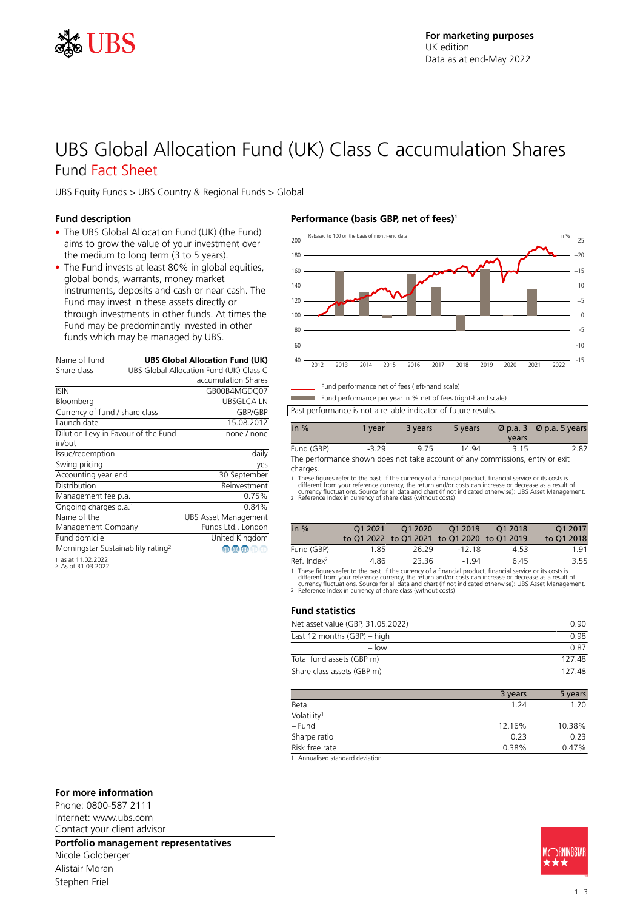For marketing purposes
UK edition
Data as at end-May 2022

# UBS Global Allocation Fund (UK) Class C accumulation Shares

## Fund Fact Sheet

UBS Equity Funds > UBS Country & Regional Funds > Global

### Fund description

- The UBS Global Allocation Fund (UK) (the Fund) aims to grow the value of your investment over the medium to long term (3 to 5 years).
- The Fund invests at least 80% in global equities, global bonds, warrants, money market instruments, deposits and cash or near cash. The Fund may invest in these assets directly or through investments in other funds. At times the Fund may be predominantly invested in other funds which may be managed by UBS.

| Name of fund | UBS Global Allocation Fund (UK) |
|---|---|
| Share class | UBS Global Allocation Fund (UK) Class C accumulation Shares |
| ISIN | GB00B4MGDQ07 |
| Bloomberg | UBSGLCA LN |
| Currency of fund / share class | GBP/GBP |
| Launch date | 15.08.2012 |
| Dilution Levy in Favour of the Fund in/out | none / none |
| Issue/redemption | daily |
| Swing pricing | yes |
| Accounting year end | 30 September |
| Distribution | Reinvestment |
| Management fee p.a. | 0.75% |
| Ongoing charges p.a.[1] | 0.84% |
| Name of the Management Company | UBS Asset Management Funds Ltd., London |
| Fund domicile | United Kingdom |
| Morningstar Sustainability rating[2] | |

1 as at 11.02.2022
2 As of 31.03.2022

### Performance (basis GBP, net of fees)[1]

Rebased to 100 on the basis of month-end data

Fund performance net of fees (left-hand scale)
Fund performance per year in % net of fees (right-hand scale)

Past performance is not a reliable indicator of future results.

| in % | 1 year | 3 years | 5 years | Ø p.a. 3 years | Ø p.a. 5 years |
|---|---|---|---|---|---|
| Fund (GBP) | -3.29 | 9.75 | 14.94 | 3.15 | 2.82 |

The performance shown does not take account of any commissions, entry or exit charges.

1 These figures refer to the past. If the currency of a financial product, financial service or its costs is different from your reference currency, the return and/or costs can increase or decrease as a result of currency fluctuations. Source for all data and chart (if not indicated otherwise): UBS Asset Management.
2 Reference Index in currency of share class (without costs)

| in % | Q1 2021 to Q1 2022 | Q1 2020 to Q1 2021 | Q1 2019 to Q1 2020 | Q1 2018 to Q1 2019 | Q1 2017 to Q1 2018 |
|---|---|---|---|---|---|
| Fund (GBP) | 1.85 | 26.29 | -12.18 | 4.53 | 1.91 |
| Ref. Index[2] | 4.86 | 23.36 | -1.94 | 6.45 | 3.55 |

1 These figures refer to the past. If the currency of a financial product, financial service or its costs is different from your reference currency, the return and/or costs can increase or decrease as a result of currency fluctuations. Source for all data and chart (if not indicated otherwise): UBS Asset Management.
2 Reference Index in currency of share class (without costs)

### Fund statistics

| | |
|---|---|
| Net asset value (GBP, 31.05.2022) | 0.90 |
| Last 12 months (GBP) – high | 0.98 |
| – low | 0.87 |
| Total fund assets (GBP m) | 127.48 |
| Share class assets (GBP m) | 127.48 |

| | 3 years | 5 years |
|---|---|---|
| Beta | 1.24 | 1.20 |
| Volatility[1] | | |
| – Fund | 12.16% | 10.38% |
| Sharpe ratio | 0.23 | 0.23 |
| Risk free rate | 0.38% | 0.47% |

1 Annualised standard deviation

### For more information

Phone: 0800-587 2111
Internet: www.ubs.com
Contact your client advisor

### Portfolio management representatives

Nicole Goldberger
Alistair Moran
Stephen Friel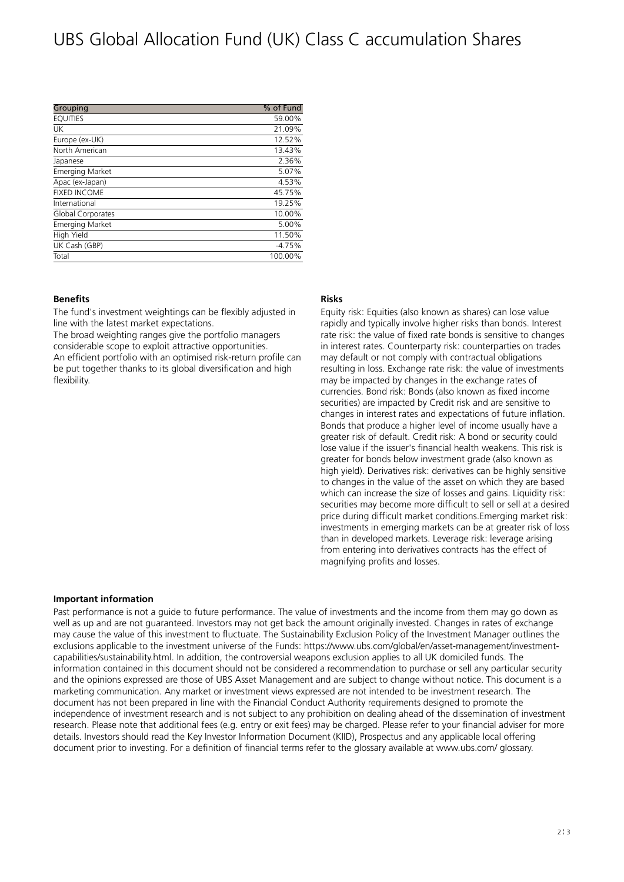# UBS Global Allocation Fund (UK) Class C accumulation Shares

| Grouping | % of Fund |
|---|---|
| EQUITIES | 59.00% |
| UK | 21.09% |
| Europe (ex-UK) | 12.52% |
| North American | 13.43% |
| Japanese | 2.36% |
| Emerging Market | 5.07% |
| Apac (ex-Japan) | 4.53% |
| FIXED INCOME | 45.75% |
| International | 19.25% |
| Global Corporates | 10.00% |
| Emerging Market | 5.00% |
| High Yield | 11.50% |
| UK Cash (GBP) | -4.75% |
| Total | 100.00% |

**Benefits**

The fund's investment weightings can be flexibly adjusted in line with the latest market expectations.
The broad weighting ranges give the portfolio managers considerable scope to exploit attractive opportunities.
An efficient portfolio with an optimised risk-return profile can be put together thanks to its global diversification and high flexibility.

**Risks**

Equity risk: Equities (also known as shares) can lose value rapidly and typically involve higher risks than bonds. Interest rate risk: the value of fixed rate bonds is sensitive to changes in interest rates. Counterparty risk: counterparties on trades may default or not comply with contractual obligations resulting in loss. Exchange rate risk: the value of investments may be impacted by changes in the exchange rates of currencies. Bond risk: Bonds (also known as fixed income securities) are impacted by Credit risk and are sensitive to changes in interest rates and expectations of future inflation. Bonds that produce a higher level of income usually have a greater risk of default. Credit risk: A bond or security could lose value if the issuer's financial health weakens. This risk is greater for bonds below investment grade (also known as high yield). Derivatives risk: derivatives can be highly sensitive to changes in the value of the asset on which they are based which can increase the size of losses and gains. Liquidity risk: securities may become more difficult to sell or sell at a desired price during difficult market conditions.Emerging market risk: investments in emerging markets can be at greater risk of loss than in developed markets. Leverage risk: leverage arising from entering into derivatives contracts has the effect of magnifying profits and losses.

**Important information**

Past performance is not a guide to future performance. The value of investments and the income from them may go down as well as up and are not guaranteed. Investors may not get back the amount originally invested. Changes in rates of exchange may cause the value of this investment to fluctuate. The Sustainability Exclusion Policy of the Investment Manager outlines the exclusions applicable to the investment universe of the Funds: https://www.ubs.com/global/en/asset-management/investment-capabilities/sustainability.html. In addition, the controversial weapons exclusion applies to all UK domiciled funds. The information contained in this document should not be considered a recommendation to purchase or sell any particular security and the opinions expressed are those of UBS Asset Management and are subject to change without notice. This document is a marketing communication. Any market or investment views expressed are not intended to be investment research. The document has not been prepared in line with the Financial Conduct Authority requirements designed to promote the independence of investment research and is not subject to any prohibition on dealing ahead of the dissemination of investment research. Please note that additional fees (e.g. entry or exit fees) may be charged. Please refer to your financial adviser for more details. Investors should read the Key Investor Information Document (KIID), Prospectus and any applicable local offering document prior to investing. For a definition of financial terms refer to the glossary available at www.ubs.com/ glossary.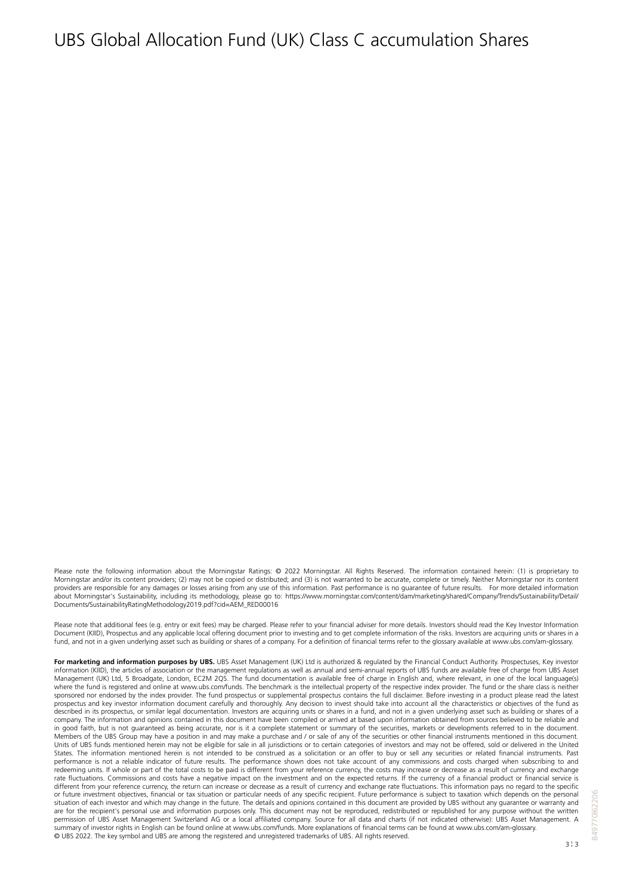# UBS Global Allocation Fund (UK) Class C accumulation Shares

Please note the following information about the Morningstar Ratings: © 2022 Morningstar. All Rights Reserved. The information contained herein: (1) is proprietary to Morningstar and/or its content providers; (2) may not be copied or distributed; and (3) is not warranted to be accurate, complete or timely. Neither Morningstar nor its content providers are responsible for any damages or losses arising from any use of this information. Past performance is no guarantee of future results. For more detailed information about Morningstar's Sustainability, including its methodology, please go to: https://www.morningstar.com/content/dam/marketing/shared/Company/Trends/Sustainability/Detail/Documents/SustainabilityRatingMethodology2019.pdf?cid=AEM_RED00016

Please note that additional fees (e.g. entry or exit fees) may be charged. Please refer to your financial adviser for more details. Investors should read the Key Investor Information Document (KIID), Prospectus and any applicable local offering document prior to investing and to get complete information of the risks. Investors are acquiring units or shares in a fund, and not in a given underlying asset such as building or shares of a company. For a definition of financial terms refer to the glossary available at www.ubs.com/am-glossary.

**For marketing and information purposes by UBS.** UBS Asset Management (UK) Ltd is authorized & regulated by the Financial Conduct Authority. Prospectuses, Key investor information (KIID), the articles of association or the management regulations as well as annual and semi-annual reports of UBS funds are available free of charge from UBS Asset Management (UK) Ltd, 5 Broadgate, London, EC2M 2QS. The fund documentation is available free of charge in English and, where relevant, in one of the local language(s) where the fund is registered and online at www.ubs.com/funds. The benchmark is the intellectual property of the respective index provider. The fund or the share class is neither sponsored nor endorsed by the index provider. The fund prospectus or supplemental prospectus contains the full disclaimer. Before investing in a product please read the latest prospectus and key investor information document carefully and thoroughly. Any decision to invest should take into account all the characteristics or objectives of the fund as described in its prospectus, or similar legal documentation. Investors are acquiring units or shares in a fund, and not in a given underlying asset such as building or shares of a company. The information and opinions contained in this document have been compiled or arrived at based upon information obtained from sources believed to be reliable and in good faith, but is not guaranteed as being accurate, nor is it a complete statement or summary of the securities, markets or developments referred to in the document. Members of the UBS Group may have a position in and may make a purchase and / or sale of any of the securities or other financial instruments mentioned in this document. Units of UBS funds mentioned herein may not be eligible for sale in all jurisdictions or to certain categories of investors and may not be offered, sold or delivered in the United States. The information mentioned herein is not intended to be construed as a solicitation or an offer to buy or sell any securities or related financial instruments. Past performance is not a reliable indicator of future results. The performance shown does not take account of any commissions and costs charged when subscribing to and redeeming units. If whole or part of the total costs to be paid is different from your reference currency, the costs may increase or decrease as a result of currency and exchange rate fluctuations. Commissions and costs have a negative impact on the investment and on the expected returns. If the currency of a financial product or financial service is different from your reference currency, the return can increase or decrease as a result of currency and exchange rate fluctuations. This information pays no regard to the specific or future investment objectives, financial or tax situation or particular needs of any specific recipient. Future performance is subject to taxation which depends on the personal situation of each investor and which may change in the future. The details and opinions contained in this document are provided by UBS without any guarantee or warranty and are for the recipient's personal use and information purposes only. This document may not be reproduced, redistributed or republished for any purpose without the written permission of UBS Asset Management Switzerland AG or a local affiliated company. Source for all data and charts (if not indicated otherwise): UBS Asset Management. A summary of investor rights in English can be found online at www.ubs.com/funds. More explanations of financial terms can be found at www.ubs.com/am-glossary.
© UBS 2022. The key symbol and UBS are among the registered and unregistered trademarks of UBS. All rights reserved.

84977062206